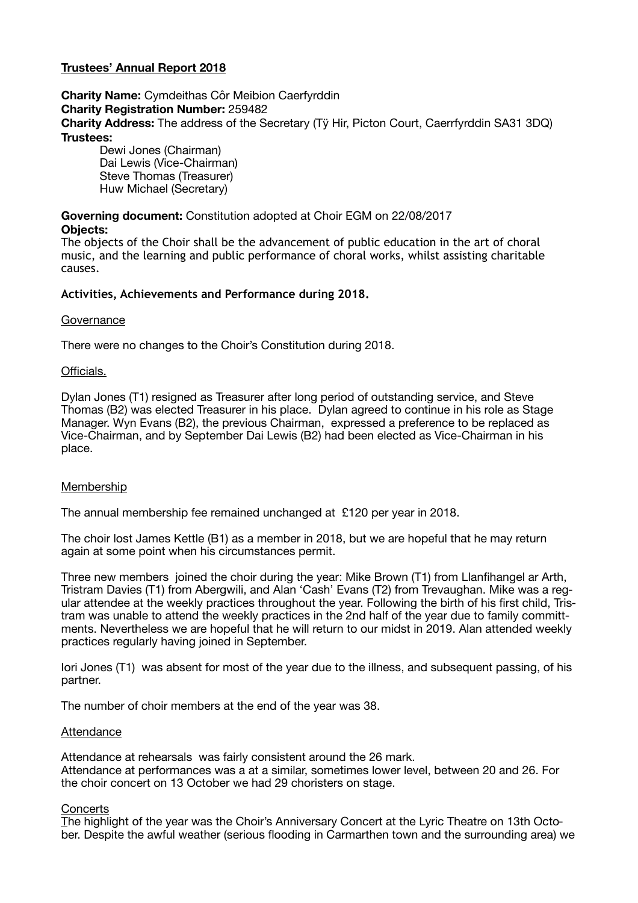## **Trustees' Annual Report 2018**

**Charity Name:** Cymdeithas Côr Meibion Caerfyrddin
**Charity Registration Number:** 259482
**Charity Address:** The address of the Secretary (Tŷ Hir, Picton Court, Caerrfyrddin SA31 3DQ)
**Trustees:**

Dewi Jones (Chairman)
Dai Lewis (Vice-Chairman)
Steve Thomas (Treasurer)
Huw Michael (Secretary)

**Governing document:** Constitution adopted at Choir EGM on 22/08/2017
**Objects:**
The objects of the Choir shall be the advancement of public education in the art of choral music, and the learning and public performance of choral works, whilst assisting charitable causes.

### **Activities, Achievements and Performance during 2018.**

Governance

There were no changes to the Choir's Constitution during 2018.

Officials.

Dylan Jones (T1) resigned as Treasurer after long period of outstanding service, and Steve Thomas (B2) was elected Treasurer in his place. Dylan agreed to continue in his role as Stage Manager. Wyn Evans (B2), the previous Chairman, expressed a preference to be replaced as Vice-Chairman, and by September Dai Lewis (B2) had been elected as Vice-Chairman in his place.

Membership

The annual membership fee remained unchanged at £120 per year in 2018.

The choir lost James Kettle (B1) as a member in 2018, but we are hopeful that he may return again at some point when his circumstances permit.

Three new members joined the choir during the year: Mike Brown (T1) from Llanfihangel ar Arth, Tristram Davies (T1) from Abergwili, and Alan 'Cash' Evans (T2) from Trevaughan. Mike was a regular attendee at the weekly practices throughout the year. Following the birth of his first child, Tristram was unable to attend the weekly practices in the 2nd half of the year due to family committments. Nevertheless we are hopeful that he will return to our midst in 2019. Alan attended weekly practices regularly having joined in September.

Iori Jones (T1) was absent for most of the year due to the illness, and subsequent passing, of his partner.

The number of choir members at the end of the year was 38.

Attendance

Attendance at rehearsals was fairly consistent around the 26 mark.
Attendance at performances was a at a similar, sometimes lower level, between 20 and 26. For the choir concert on 13 October we had 29 choristers on stage.

Concerts
The highlight of the year was the Choir's Anniversary Concert at the Lyric Theatre on 13th October. Despite the awful weather (serious flooding in Carmarthen town and the surrounding area) we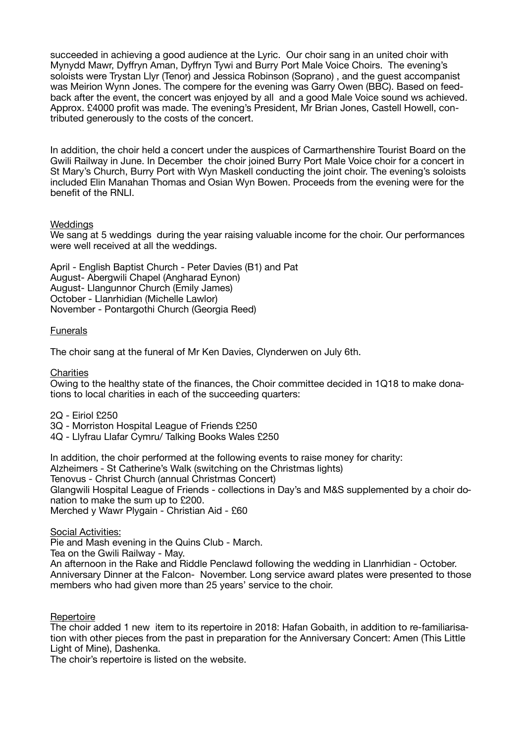succeeded in achieving a good audience at the Lyric. Our choir sang in an united choir with Mynydd Mawr, Dyffryn Aman, Dyffryn Tywi and Burry Port Male Voice Choirs. The evening's soloists were Trystan Llyr (Tenor) and Jessica Robinson (Soprano) , and the guest accompanist was Meirion Wynn Jones. The compere for the evening was Garry Owen (BBC). Based on feedback after the event, the concert was enjoyed by all and a good Male Voice sound ws achieved. Approx. £4000 profit was made. The evening's President, Mr Brian Jones, Castell Howell, contributed generously to the costs of the concert.

In addition, the choir held a concert under the auspices of Carmarthenshire Tourist Board on the Gwili Railway in June. In December the choir joined Burry Port Male Voice choir for a concert in St Mary's Church, Burry Port with Wyn Maskell conducting the joint choir. The evening's soloists included Elin Manahan Thomas and Osian Wyn Bowen. Proceeds from the evening were for the benefit of the RNLI.

<u>Weddings</u>

We sang at 5 weddings during the year raising valuable income for the choir. Our performances were well received at all the weddings.

April - English Baptist Church - Peter Davies (B1) and Pat
August- Abergwili Chapel (Angharad Eynon)
August- Llangunnor Church (Emily James)
October - Llanrhidian (Michelle Lawlor)
November - Pontargothi Church (Georgia Reed)

<u>Funerals</u>

The choir sang at the funeral of Mr Ken Davies, Clynderwen on July 6th.

<u>Charities</u>

Owing to the healthy state of the finances, the Choir committee decided in 1Q18 to make donations to local charities in each of the succeeding quarters:

2Q - Eiriol £250
3Q - Morriston Hospital League of Friends £250
4Q - Llyfrau Llafar Cymru/ Talking Books Wales £250

In addition, the choir performed at the following events to raise money for charity:
Alzheimers - St Catherine's Walk (switching on the Christmas lights)
Tenovus - Christ Church (annual Christmas Concert)
Glangwili Hospital League of Friends - collections in Day's and M&S supplemented by a choir donation to make the sum up to £200.
Merched y Wawr Plygain - Christian Aid - £60

<u>Social Activities:</u>

Pie and Mash evening in the Quins Club - March.
Tea on the Gwili Railway - May.
An afternoon in the Rake and Riddle Penclawd following the wedding in Llanrhidian - October.
Anniversary Dinner at the Falcon- November. Long service award plates were presented to those members who had given more than 25 years' service to the choir.

<u>Repertoire</u>

The choir added 1 new item to its repertoire in 2018: Hafan Gobaith, in addition to re-familiarisation with other pieces from the past in preparation for the Anniversary Concert: Amen (This Little Light of Mine), Dashenka.
The choir's repertoire is listed on the website.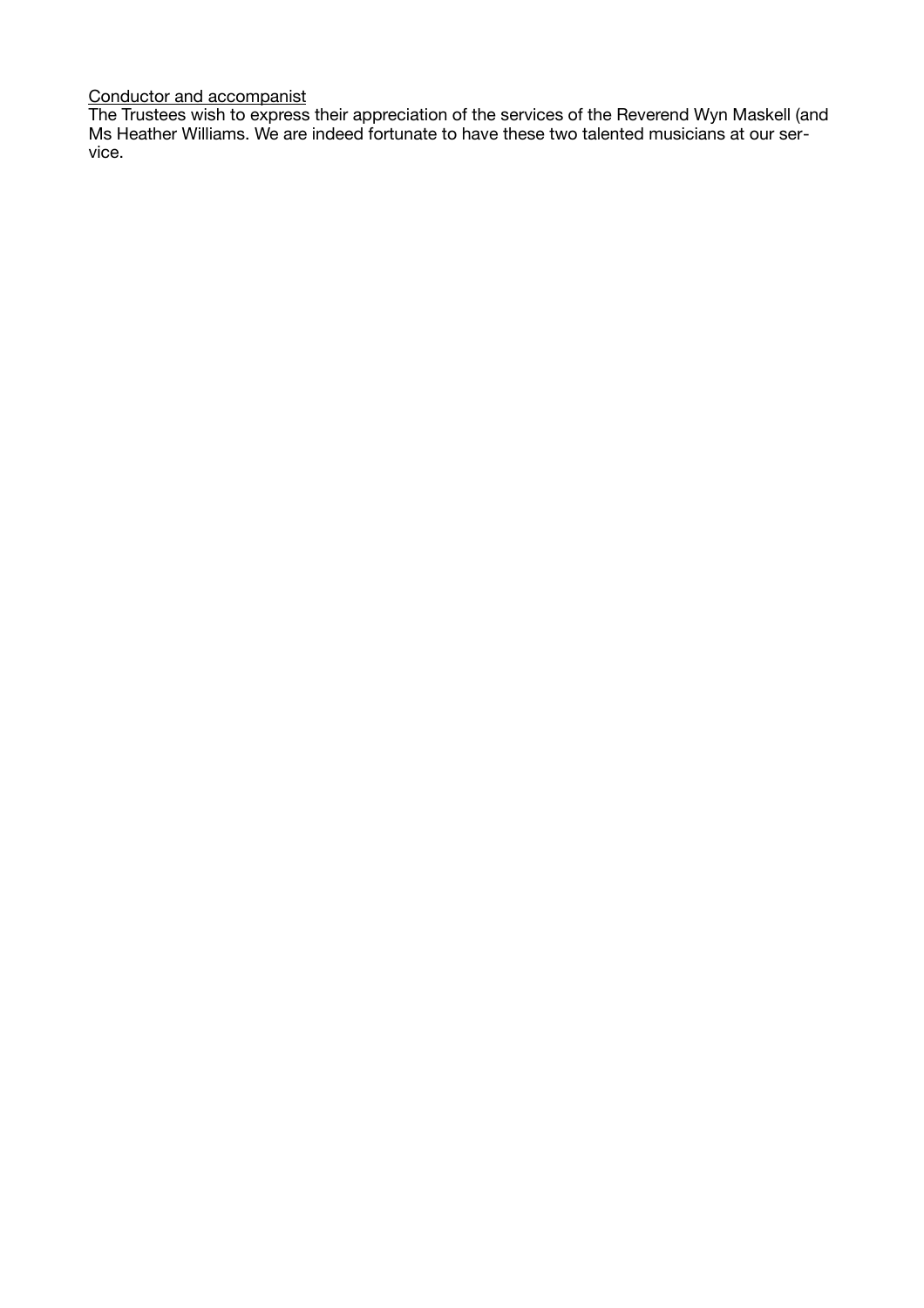<u>Conductor and accompanist</u>

The Trustees wish to express their appreciation of the services of the Reverend Wyn Maskell (and Ms Heather Williams. We are indeed fortunate to have these two talented musicians at our service.